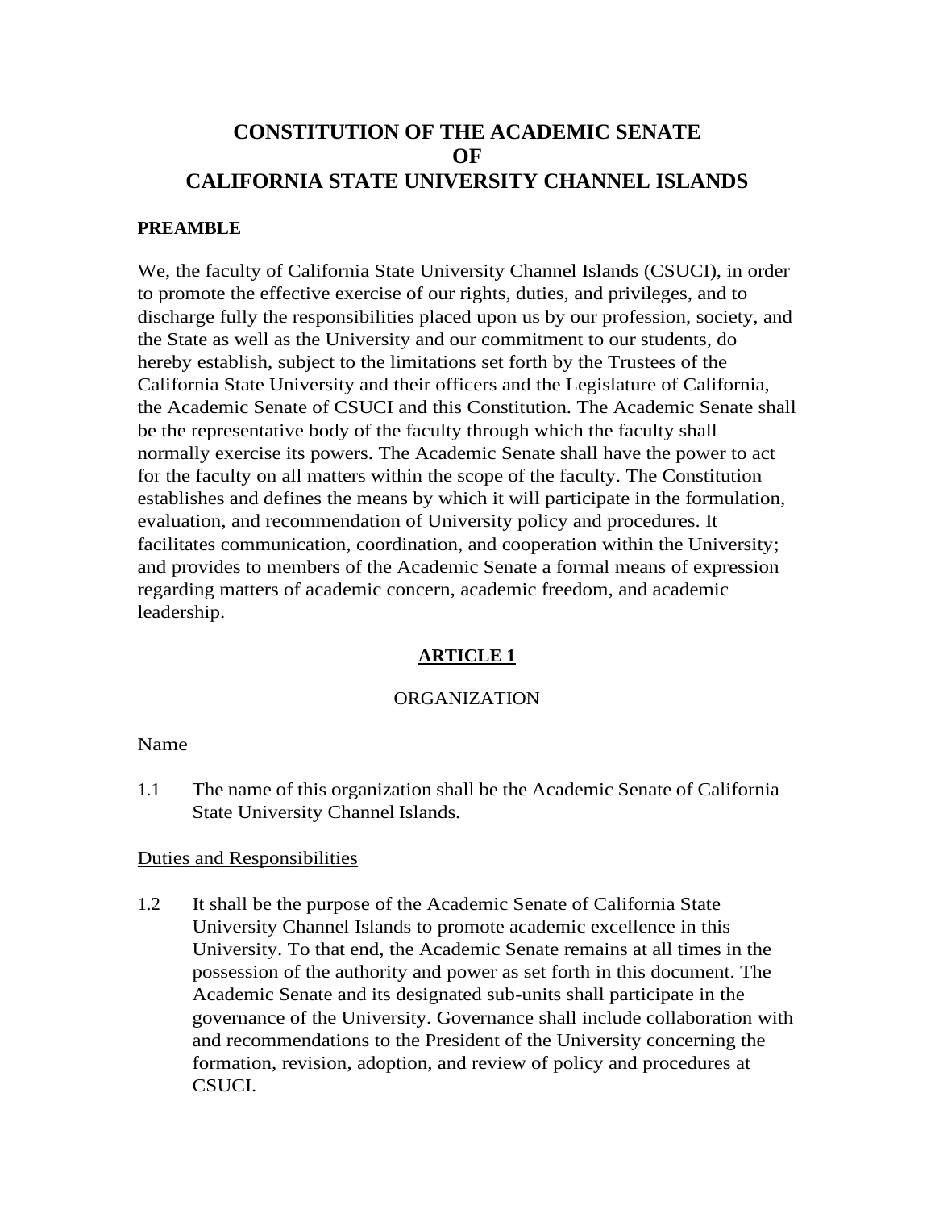# CONSTITUTION OF THE ACADEMIC SENATE OF CALIFORNIA STATE UNIVERSITY CHANNEL ISLANDS

**PREAMBLE**

We, the faculty of California State University Channel Islands (CSUCI), in order to promote the effective exercise of our rights, duties, and privileges, and to discharge fully the responsibilities placed upon us by our profession, society, and the State as well as the University and our commitment to our students, do hereby establish, subject to the limitations set forth by the Trustees of the California State University and their officers and the Legislature of California, the Academic Senate of CSUCI and this Constitution. The Academic Senate shall be the representative body of the faculty through which the faculty shall normally exercise its powers. The Academic Senate shall have the power to act for the faculty on all matters within the scope of the faculty. The Constitution establishes and defines the means by which it will participate in the formulation, evaluation, and recommendation of University policy and procedures. It facilitates communication, coordination, and cooperation within the University; and provides to members of the Academic Senate a formal means of expression regarding matters of academic concern, academic freedom, and academic leadership.

## ARTICLE 1

### ORGANIZATION

Name

1.1 The name of this organization shall be the Academic Senate of California State University Channel Islands.

Duties and Responsibilities

1.2 It shall be the purpose of the Academic Senate of California State University Channel Islands to promote academic excellence in this University. To that end, the Academic Senate remains at all times in the possession of the authority and power as set forth in this document. The Academic Senate and its designated sub-units shall participate in the governance of the University. Governance shall include collaboration with and recommendations to the President of the University concerning the formation, revision, adoption, and review of policy and procedures at CSUCI.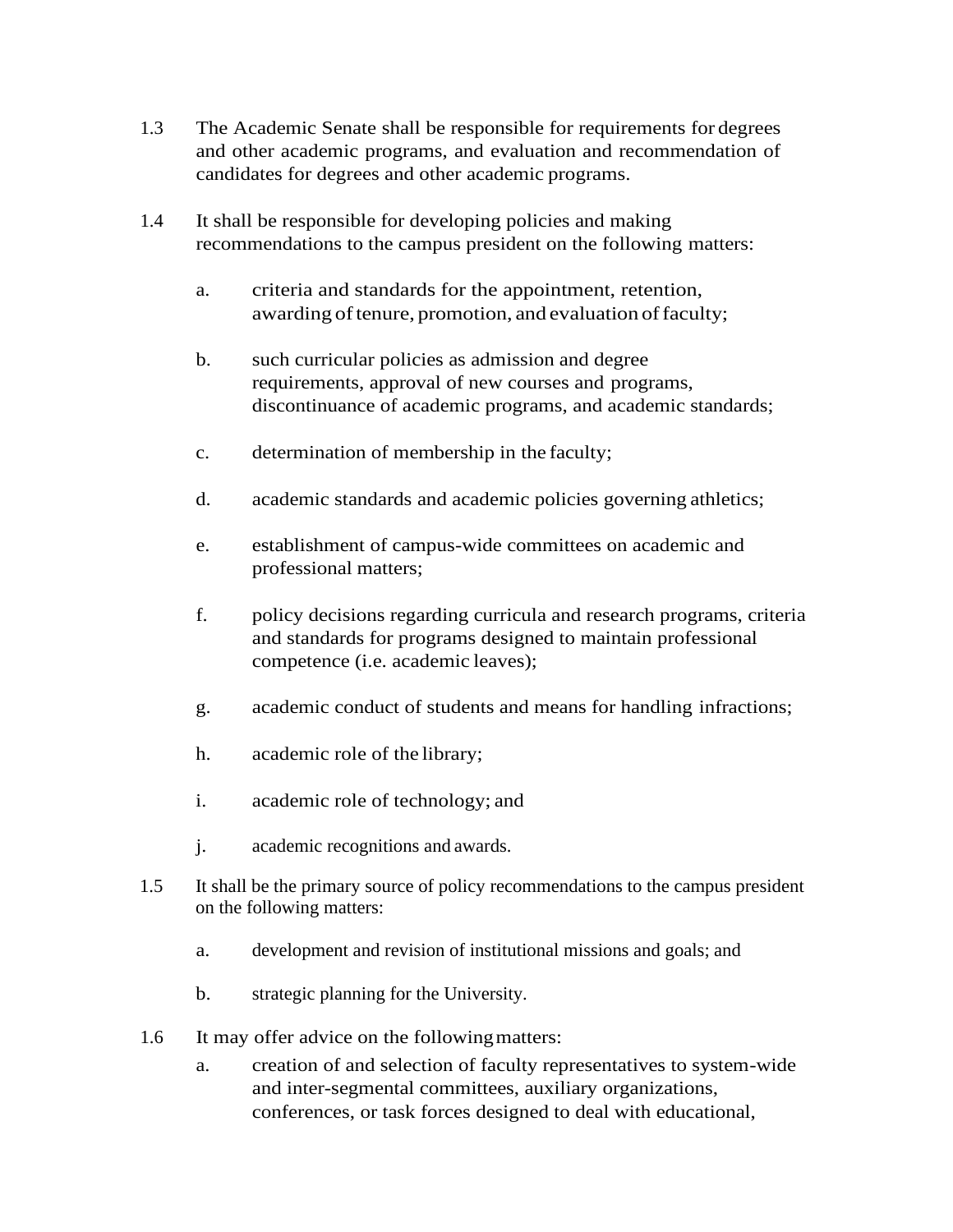1.3 The Academic Senate shall be responsible for requirements for degrees and other academic programs, and evaluation and recommendation of candidates for degrees and other academic programs.

1.4 It shall be responsible for developing policies and making recommendations to the campus president on the following matters:

   a. criteria and standards for the appointment, retention, awarding of tenure, promotion, and evaluation of faculty;

   b. such curricular policies as admission and degree requirements, approval of new courses and programs, discontinuance of academic programs, and academic standards;

   c. determination of membership in the faculty;

   d. academic standards and academic policies governing athletics;

   e. establishment of campus-wide committees on academic and professional matters;

   f. policy decisions regarding curricula and research programs, criteria and standards for programs designed to maintain professional competence (i.e. academic leaves);

   g. academic conduct of students and means for handling infractions;

   h. academic role of the library;

   i. academic role of technology; and

   j. academic recognitions and awards.

1.5 It shall be the primary source of policy recommendations to the campus president on the following matters:

   a. development and revision of institutional missions and goals; and

   b. strategic planning for the University.

1.6 It may offer advice on the following matters:

   a. creation of and selection of faculty representatives to system-wide and inter-segmental committees, auxiliary organizations, conferences, or task forces designed to deal with educational,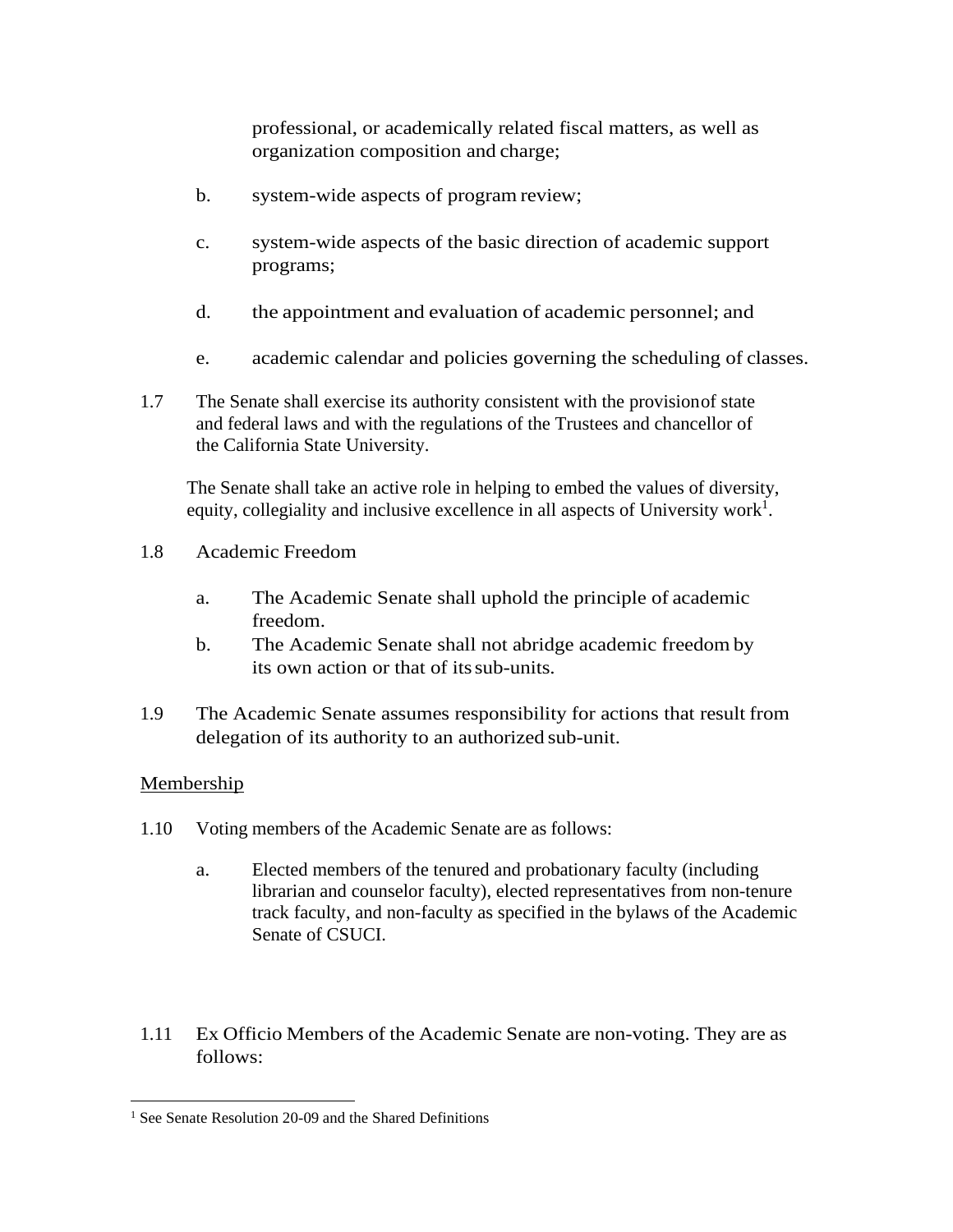professional, or academically related fiscal matters, as well as organization composition and charge;

b. system-wide aspects of program review;

c. system-wide aspects of the basic direction of academic support programs;

d. the appointment and evaluation of academic personnel; and

e. academic calendar and policies governing the scheduling of classes.

1.7 The Senate shall exercise its authority consistent with the provision of state and federal laws and with the regulations of the Trustees and chancellor of the California State University.

The Senate shall take an active role in helping to embed the values of diversity, equity, collegiality and inclusive excellence in all aspects of University work[1].

1.8 Academic Freedom

a. The Academic Senate shall uphold the principle of academic freedom.
b. The Academic Senate shall not abridge academic freedom by its own action or that of its sub-units.

1.9 The Academic Senate assumes responsibility for actions that result from delegation of its authority to an authorized sub-unit.

<u>Membership</u>

1.10 Voting members of the Academic Senate are as follows:

a. Elected members of the tenured and probationary faculty (including librarian and counselor faculty), elected representatives from non-tenure track faculty, and non-faculty as specified in the bylaws of the Academic Senate of CSUCI.

1.11 Ex Officio Members of the Academic Senate are non-voting. They are as follows:

[1] See Senate Resolution 20-09 and the Shared Definitions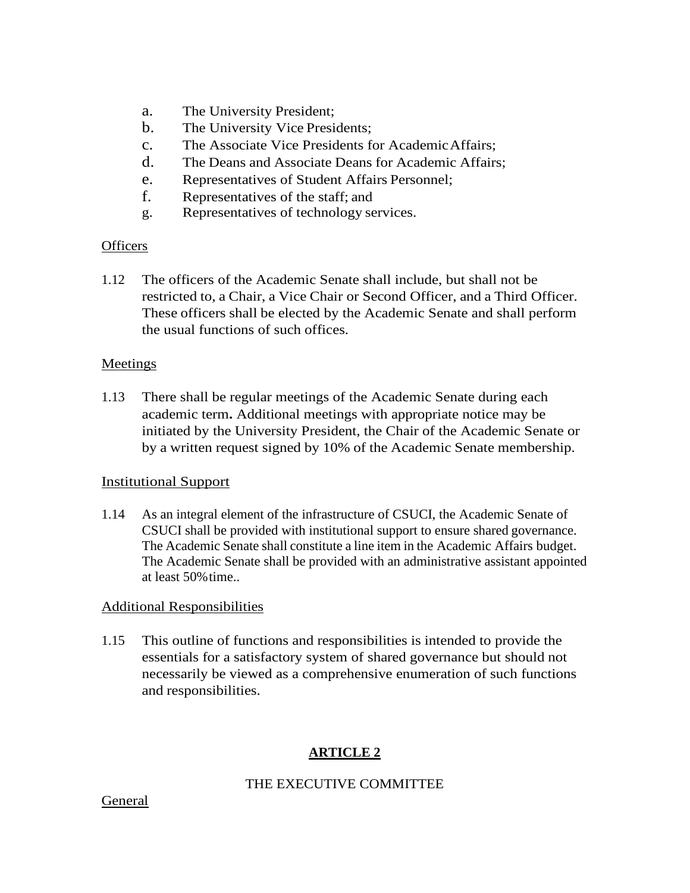a. The University President;
b. The University Vice Presidents;
c. The Associate Vice Presidents for Academic Affairs;
d. The Deans and Associate Deans for Academic Affairs;
e. Representatives of Student Affairs Personnel;
f. Representatives of the staff; and
g. Representatives of technology services.

<u>Officers</u>

1.12 The officers of the Academic Senate shall include, but shall not be restricted to, a Chair, a Vice Chair or Second Officer, and a Third Officer. These officers shall be elected by the Academic Senate and shall perform the usual functions of such offices.

<u>Meetings</u>

1.13 There shall be regular meetings of the Academic Senate during each academic term**.** Additional meetings with appropriate notice may be initiated by the University President, the Chair of the Academic Senate or by a written request signed by 10% of the Academic Senate membership.

<u>Institutional Support</u>

1.14 As an integral element of the infrastructure of CSUCI, the Academic Senate of CSUCI shall be provided with institutional support to ensure shared governance. The Academic Senate shall constitute a line item in the Academic Affairs budget. The Academic Senate shall be provided with an administrative assistant appointed at least 50% time..

<u>Additional Responsibilities</u>

1.15 This outline of functions and responsibilities is intended to provide the essentials for a satisfactory system of shared governance but should not necessarily be viewed as a comprehensive enumeration of such functions and responsibilities.

## <u>ARTICLE 2</u>

### THE EXECUTIVE COMMITTEE

<u>General</u>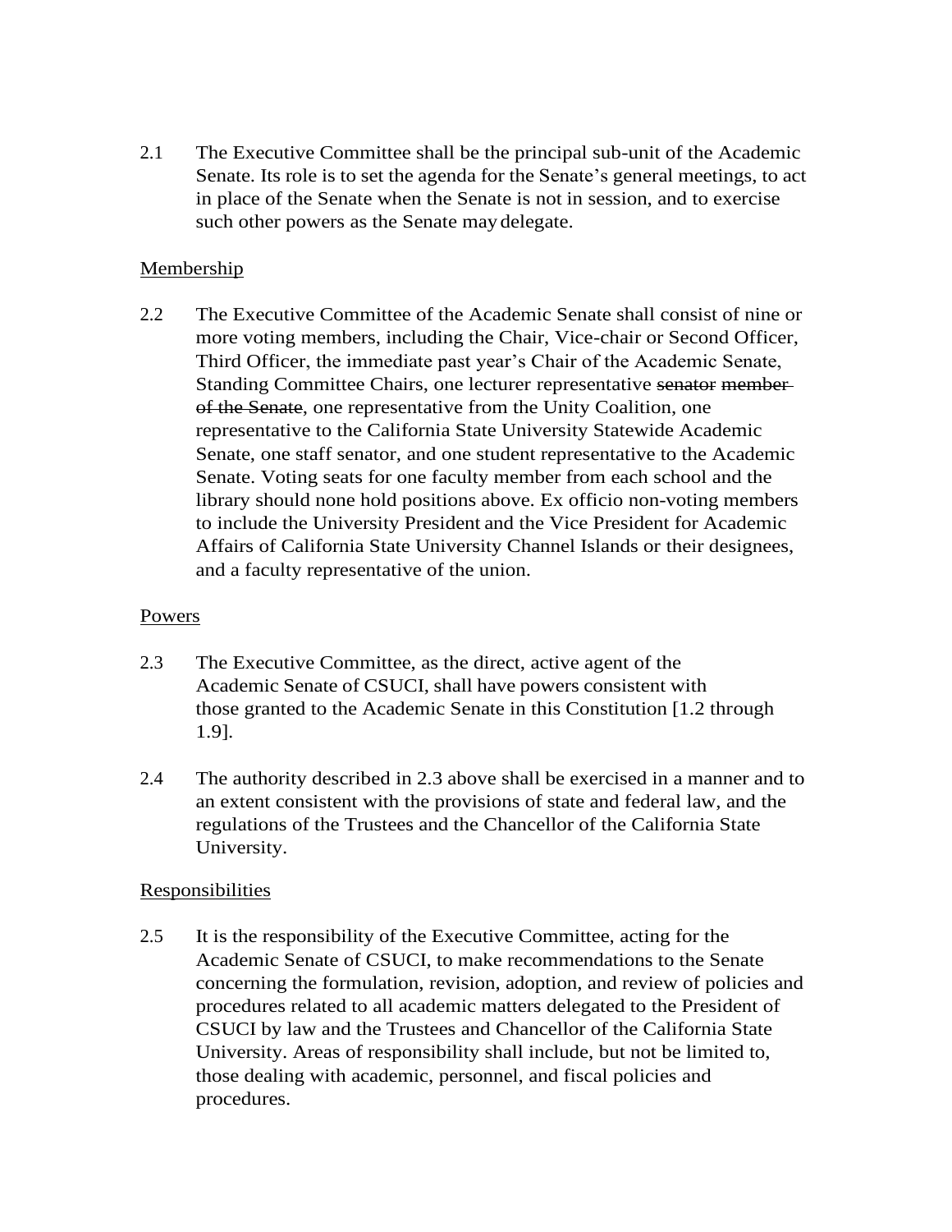2.1 The Executive Committee shall be the principal sub-unit of the Academic Senate. Its role is to set the agenda for the Senate's general meetings, to act in place of the Senate when the Senate is not in session, and to exercise such other powers as the Senate may delegate.

<u>Membership</u>

2.2 The Executive Committee of the Academic Senate shall consist of nine or more voting members, including the Chair, Vice-chair or Second Officer, Third Officer, the immediate past year's Chair of the Academic Senate, Standing Committee Chairs, one lecturer representative ~~senator~~ ~~member of the Senate~~, one representative from the Unity Coalition, one representative to the California State University Statewide Academic Senate, one staff senator, and one student representative to the Academic Senate. Voting seats for one faculty member from each school and the library should none hold positions above. Ex officio non-voting members to include the University President and the Vice President for Academic Affairs of California State University Channel Islands or their designees, and a faculty representative of the union.

<u>Powers</u>

2.3 The Executive Committee, as the direct, active agent of the Academic Senate of CSUCI, shall have powers consistent with those granted to the Academic Senate in this Constitution [1.2 through 1.9].

2.4 The authority described in 2.3 above shall be exercised in a manner and to an extent consistent with the provisions of state and federal law, and the regulations of the Trustees and the Chancellor of the California State University.

<u>Responsibilities</u>

2.5 It is the responsibility of the Executive Committee, acting for the Academic Senate of CSUCI, to make recommendations to the Senate concerning the formulation, revision, adoption, and review of policies and procedures related to all academic matters delegated to the President of CSUCI by law and the Trustees and Chancellor of the California State University. Areas of responsibility shall include, but not be limited to, those dealing with academic, personnel, and fiscal policies and procedures.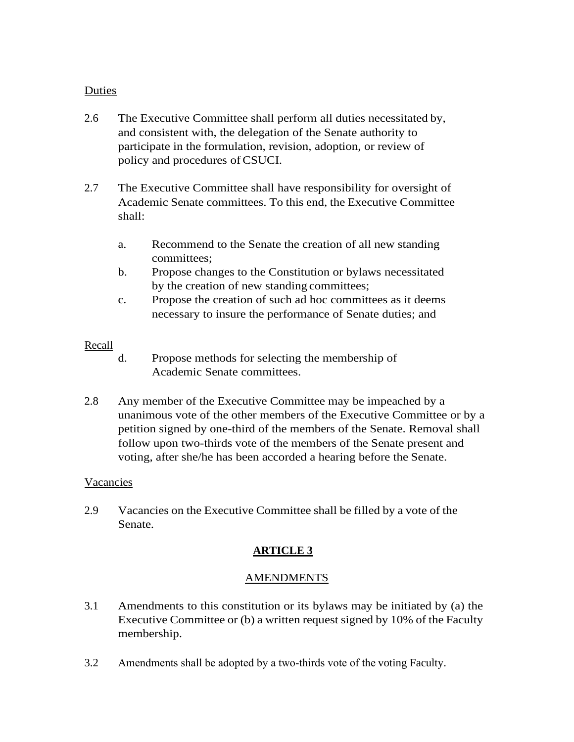Duties

2.6 The Executive Committee shall perform all duties necessitated by, and consistent with, the delegation of the Senate authority to participate in the formulation, revision, adoption, or review of policy and procedures of CSUCI.

2.7 The Executive Committee shall have responsibility for oversight of Academic Senate committees. To this end, the Executive Committee shall:

   a. Recommend to the Senate the creation of all new standing committees;
   b. Propose changes to the Constitution or bylaws necessitated by the creation of new standing committees;
   c. Propose the creation of such ad hoc committees as it deems necessary to insure the performance of Senate duties; and

Recall

   d. Propose methods for selecting the membership of Academic Senate committees.

2.8 Any member of the Executive Committee may be impeached by a unanimous vote of the other members of the Executive Committee or by a petition signed by one-third of the members of the Senate. Removal shall follow upon two-thirds vote of the members of the Senate present and voting, after she/he has been accorded a hearing before the Senate.

Vacancies

2.9 Vacancies on the Executive Committee shall be filled by a vote of the Senate.

## ARTICLE 3

### AMENDMENTS

3.1 Amendments to this constitution or its bylaws may be initiated by (a) the Executive Committee or (b) a written request signed by 10% of the Faculty membership.

3.2 Amendments shall be adopted by a two-thirds vote of the voting Faculty.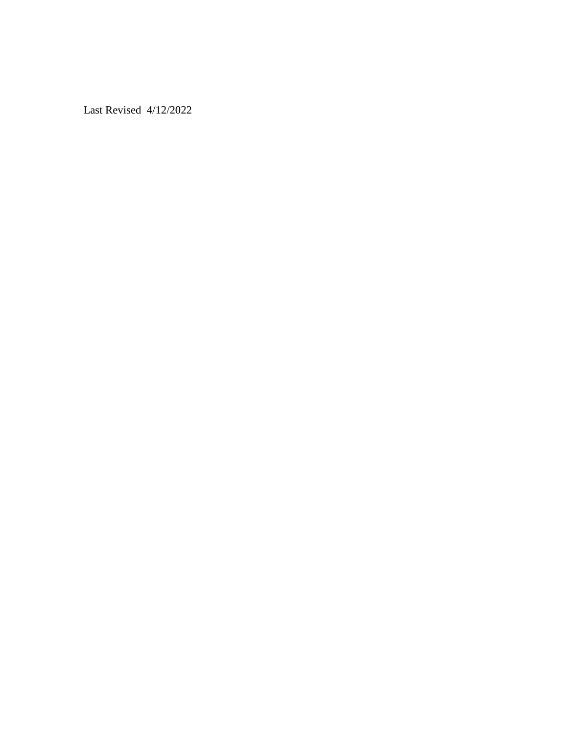Last Revised 4/12/2022